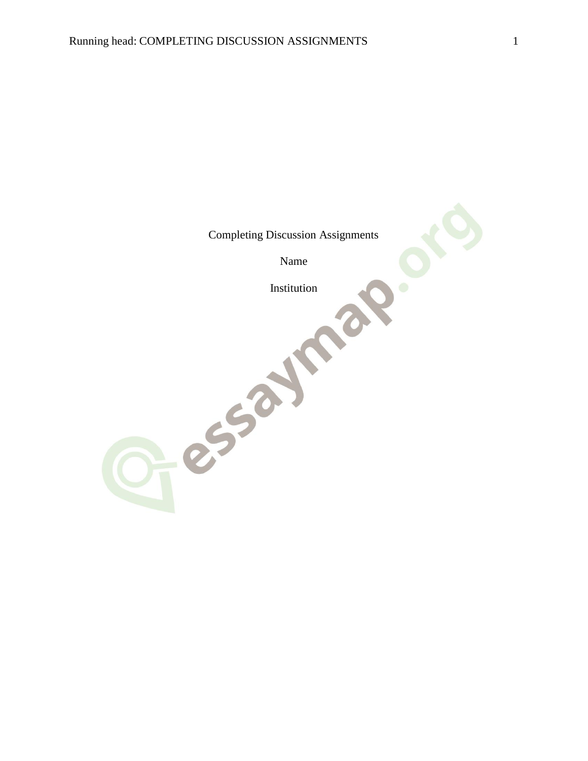Completing Discussion Assignments

Name

Institution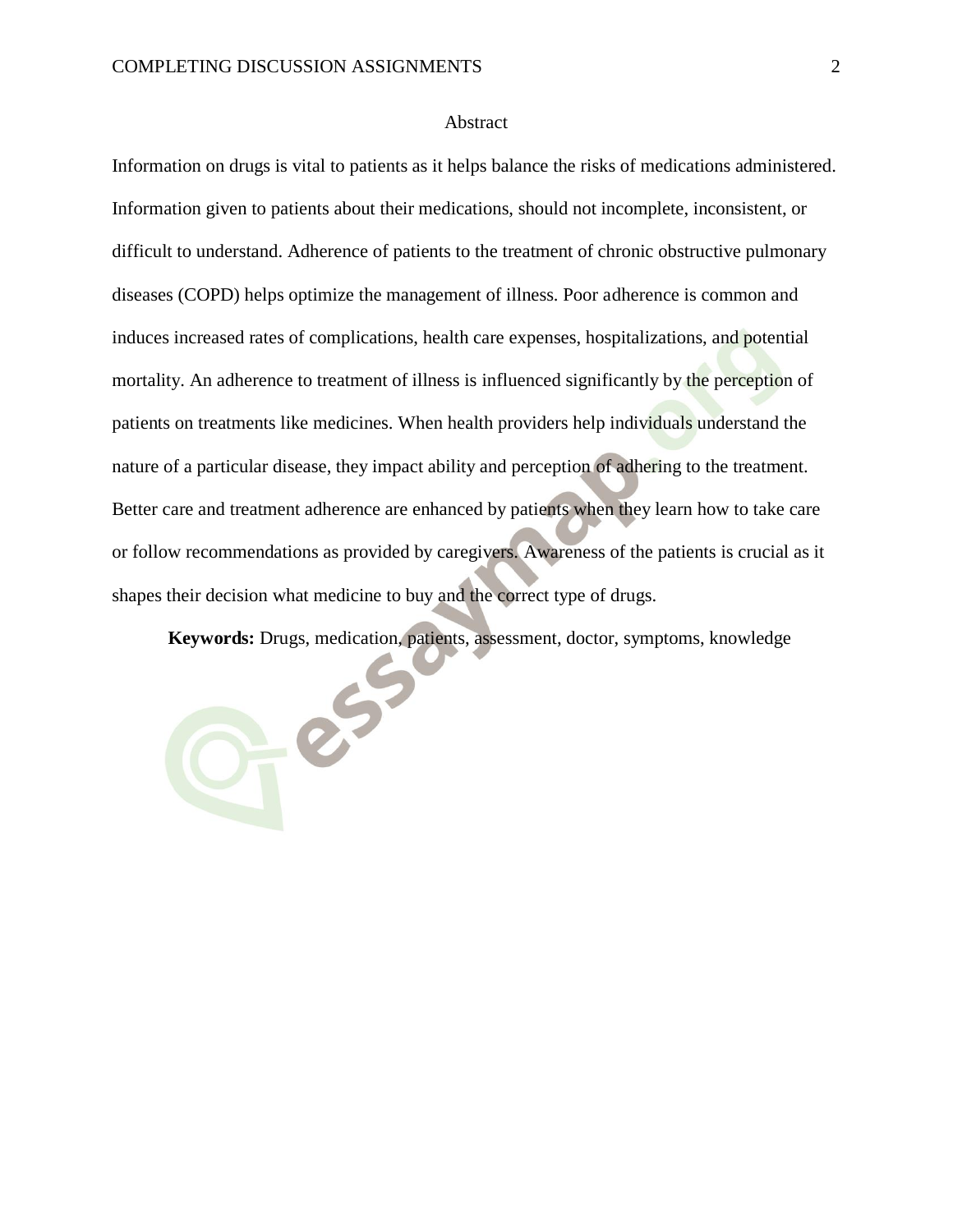# Abstract

Information on drugs is vital to patients as it helps balance the risks of medications administered. Information given to patients about their medications, should not incomplete, inconsistent, or difficult to understand. Adherence of patients to the treatment of chronic obstructive pulmonary diseases (COPD) helps optimize the management of illness. Poor adherence is common and induces increased rates of complications, health care expenses, hospitalizations, and potential mortality. An adherence to treatment of illness is influenced significantly by the perception of patients on treatments like medicines. When health providers help individuals understand the nature of a particular disease, they impact ability and perception of adhering to the treatment. Better care and treatment adherence are enhanced by patients when they learn how to take care or follow recommendations as provided by caregivers. Awareness of the patients is crucial as it shapes their decision what medicine to buy and the correct type of drugs.

**Keywords:** Drugs, medication, patients, assessment, doctor, symptoms, knowledge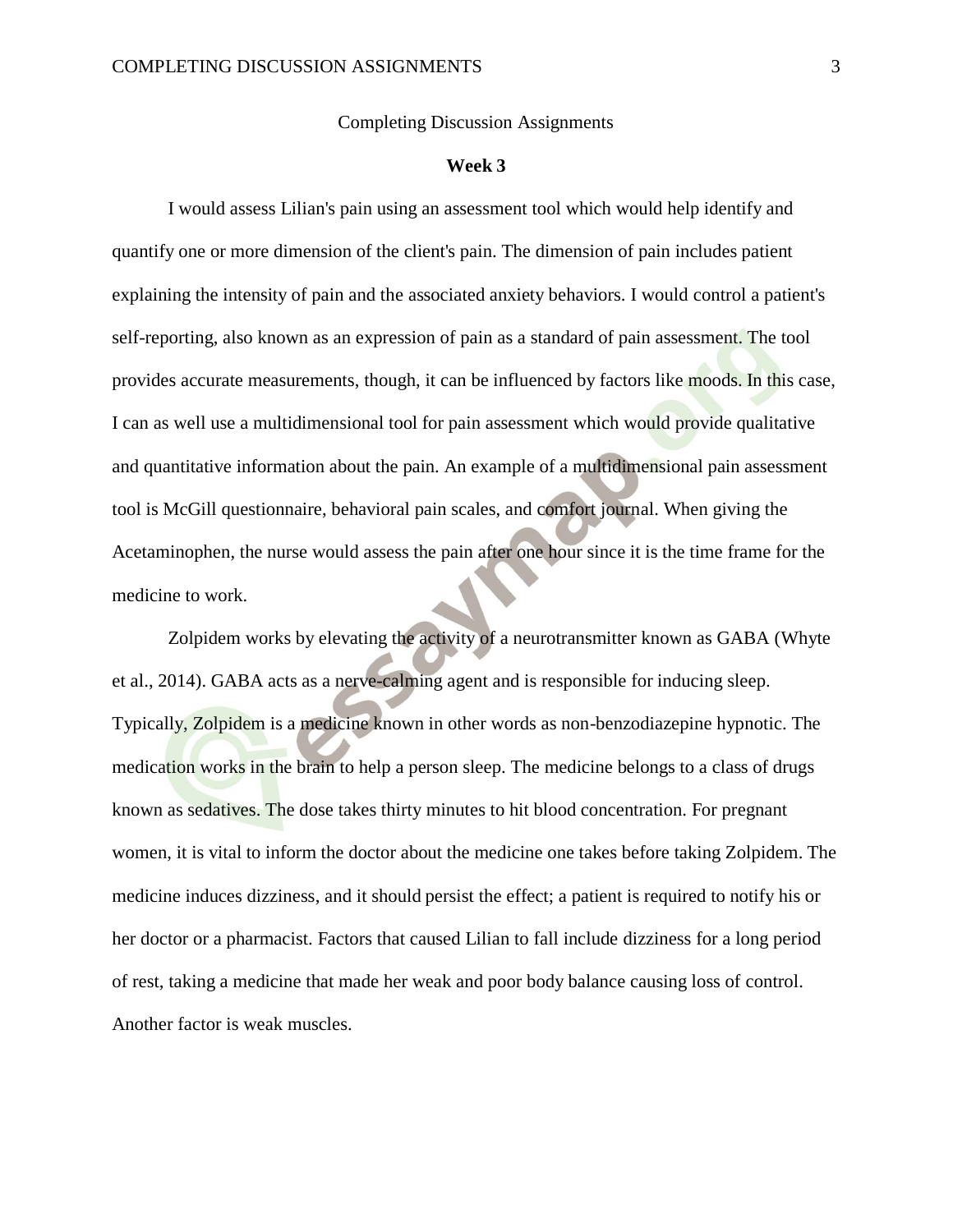Completing Discussion Assignments

**Week 3**

I would assess Lilian's pain using an assessment tool which would help identify and quantify one or more dimension of the client's pain. The dimension of pain includes patient explaining the intensity of pain and the associated anxiety behaviors. I would control a patient's self-reporting, also known as an expression of pain as a standard of pain assessment. The tool provides accurate measurements, though, it can be influenced by factors like moods. In this case, I can as well use a multidimensional tool for pain assessment which would provide qualitative and quantitative information about the pain. An example of a multidimensional pain assessment tool is McGill questionnaire, behavioral pain scales, and comfort journal. When giving the Acetaminophen, the nurse would assess the pain after one hour since it is the time frame for the medicine to work.

Zolpidem works by elevating the activity of a neurotransmitter known as GABA (Whyte et al., 2014). GABA acts as a nerve-calming agent and is responsible for inducing sleep. Typically, Zolpidem is a medicine known in other words as non-benzodiazepine hypnotic. The medication works in the brain to help a person sleep. The medicine belongs to a class of drugs known as sedatives. The dose takes thirty minutes to hit blood concentration. For pregnant women, it is vital to inform the doctor about the medicine one takes before taking Zolpidem. The medicine induces dizziness, and it should persist the effect; a patient is required to notify his or her doctor or a pharmacist. Factors that caused Lilian to fall include dizziness for a long period of rest, taking a medicine that made her weak and poor body balance causing loss of control. Another factor is weak muscles.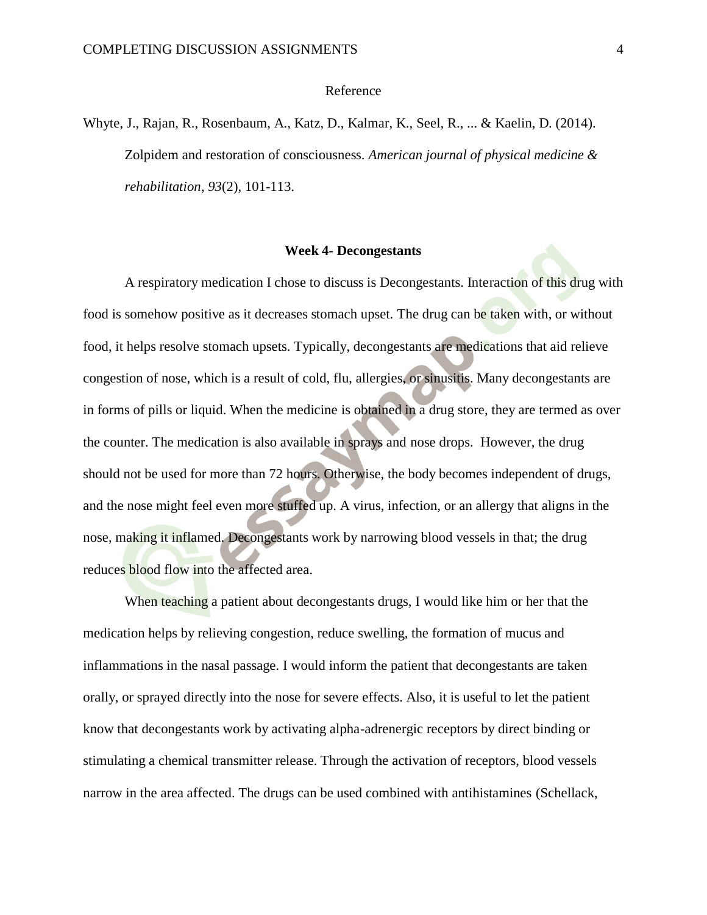Reference

Whyte, J., Rajan, R., Rosenbaum, A., Katz, D., Kalmar, K., Seel, R., ... & Kaelin, D. (2014). Zolpidem and restoration of consciousness. *American journal of physical medicine & rehabilitation*, *93*(2), 101-113.

## Week 4- Decongestants

A respiratory medication I chose to discuss is Decongestants. Interaction of this drug with food is somehow positive as it decreases stomach upset. The drug can be taken with, or without food, it helps resolve stomach upsets. Typically, decongestants are medications that aid relieve congestion of nose, which is a result of cold, flu, allergies, or sinusitis. Many decongestants are in forms of pills or liquid. When the medicine is obtained in a drug store, they are termed as over the counter. The medication is also available in sprays and nose drops. However, the drug should not be used for more than 72 hours. Otherwise, the body becomes independent of drugs, and the nose might feel even more stuffed up. A virus, infection, or an allergy that aligns in the nose, making it inflamed. Decongestants work by narrowing blood vessels in that; the drug reduces blood flow into the affected area.

When teaching a patient about decongestants drugs, I would like him or her that the medication helps by relieving congestion, reduce swelling, the formation of mucus and inflammations in the nasal passage. I would inform the patient that decongestants are taken orally, or sprayed directly into the nose for severe effects. Also, it is useful to let the patient know that decongestants work by activating alpha-adrenergic receptors by direct binding or stimulating a chemical transmitter release. Through the activation of receptors, blood vessels narrow in the area affected. The drugs can be used combined with antihistamines (Schellack,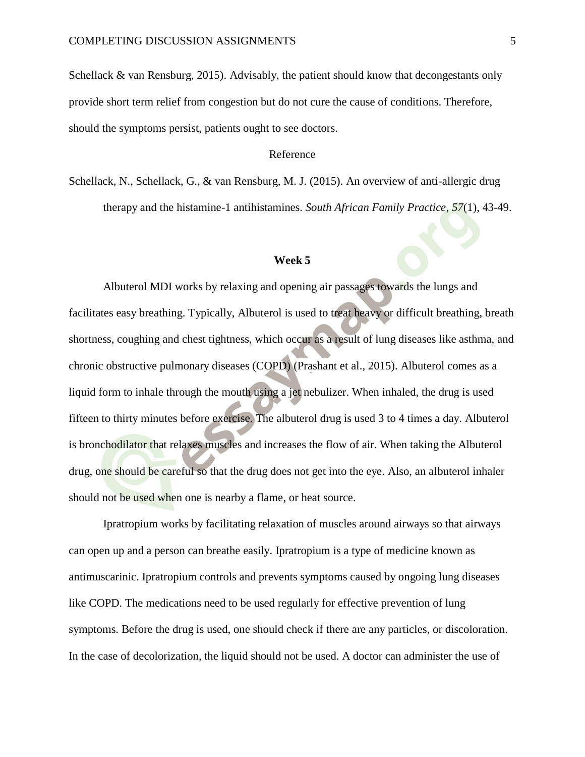Schellack & van Rensburg, 2015). Advisably, the patient should know that decongestants only provide short term relief from congestion but do not cure the cause of conditions. Therefore, should the symptoms persist, patients ought to see doctors.

Reference

Schellack, N., Schellack, G., & van Rensburg, M. J. (2015). An overview of anti-allergic drug therapy and the histamine-1 antihistamines. *South African Family Practice*, *57*(1), 43-49.

**Week 5**

Albuterol MDI works by relaxing and opening air passages towards the lungs and facilitates easy breathing. Typically, Albuterol is used to treat heavy or difficult breathing, breath shortness, coughing and chest tightness, which occur as a result of lung diseases like asthma, and chronic obstructive pulmonary diseases (COPD) (Prashant et al., 2015). Albuterol comes as a liquid form to inhale through the mouth using a jet nebulizer. When inhaled, the drug is used fifteen to thirty minutes before exercise. The albuterol drug is used 3 to 4 times a day. Albuterol is bronchodilator that relaxes muscles and increases the flow of air. When taking the Albuterol drug, one should be careful so that the drug does not get into the eye. Also, an albuterol inhaler should not be used when one is nearby a flame, or heat source.

Ipratropium works by facilitating relaxation of muscles around airways so that airways can open up and a person can breathe easily. Ipratropium is a type of medicine known as antimuscarinic. Ipratropium controls and prevents symptoms caused by ongoing lung diseases like COPD. The medications need to be used regularly for effective prevention of lung symptoms. Before the drug is used, one should check if there are any particles, or discoloration. In the case of decolorization, the liquid should not be used. A doctor can administer the use of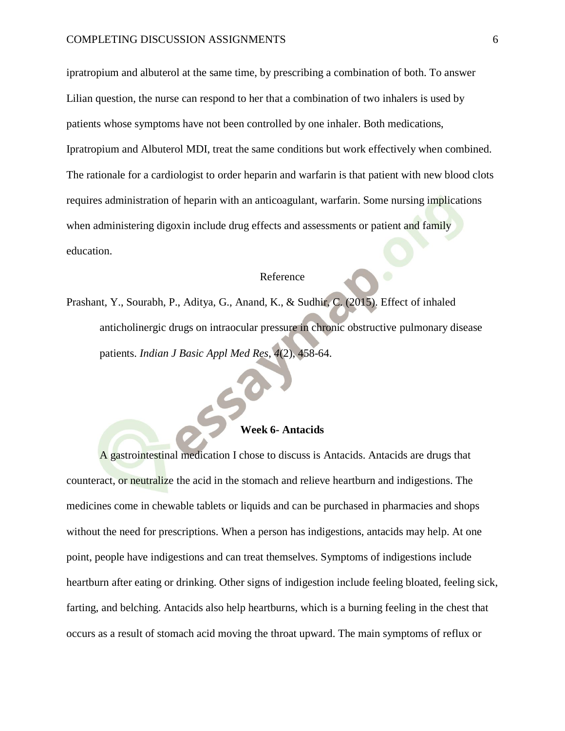ipratropium and albuterol at the same time, by prescribing a combination of both. To answer Lilian question, the nurse can respond to her that a combination of two inhalers is used by patients whose symptoms have not been controlled by one inhaler. Both medications, Ipratropium and Albuterol MDI, treat the same conditions but work effectively when combined. The rationale for a cardiologist to order heparin and warfarin is that patient with new blood clots requires administration of heparin with an anticoagulant, warfarin. Some nursing implications when administering digoxin include drug effects and assessments or patient and family education.

## Reference

Prashant, Y., Sourabh, P., Aditya, G., Anand, K., & Sudhir, C. (2015). Effect of inhaled anticholinergic drugs on intraocular pressure in chronic obstructive pulmonary disease patients. *Indian J Basic Appl Med Res*, *4*(2), 458-64.

## **Week 6- Antacids**

A gastrointestinal medication I chose to discuss is Antacids. Antacids are drugs that counteract, or neutralize the acid in the stomach and relieve heartburn and indigestions. The medicines come in chewable tablets or liquids and can be purchased in pharmacies and shops without the need for prescriptions. When a person has indigestions, antacids may help. At one point, people have indigestions and can treat themselves. Symptoms of indigestions include heartburn after eating or drinking. Other signs of indigestion include feeling bloated, feeling sick, farting, and belching. Antacids also help heartburns, which is a burning feeling in the chest that occurs as a result of stomach acid moving the throat upward. The main symptoms of reflux or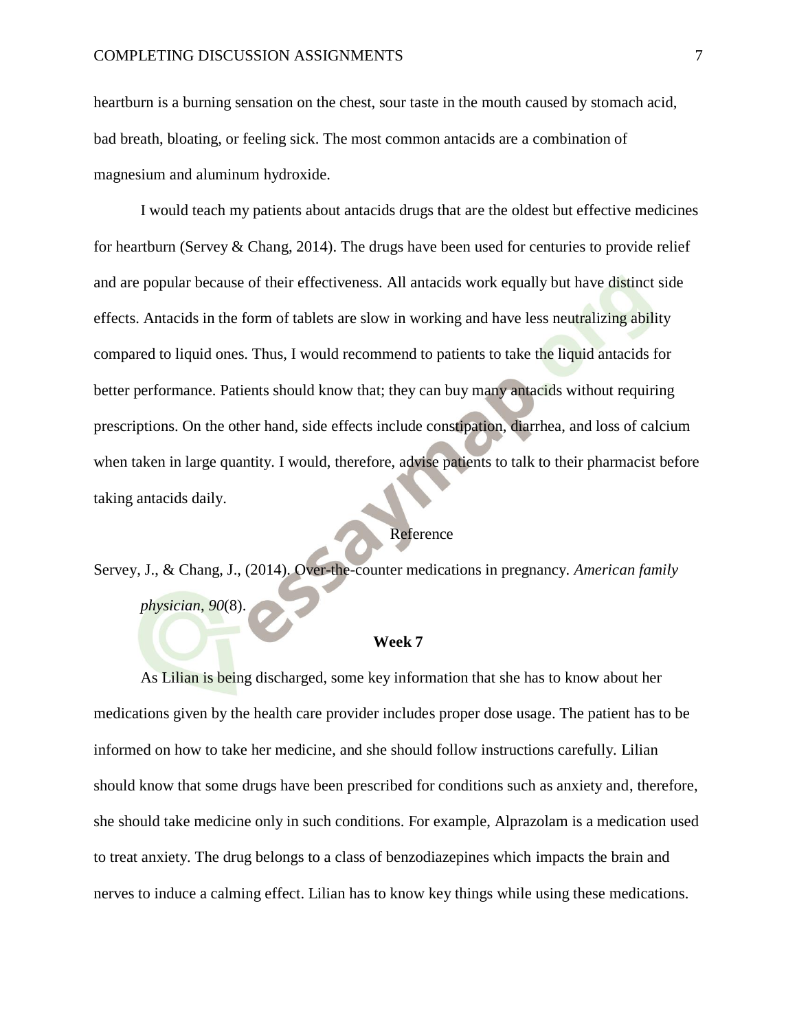heartburn is a burning sensation on the chest, sour taste in the mouth caused by stomach acid, bad breath, bloating, or feeling sick. The most common antacids are a combination of magnesium and aluminum hydroxide.

I would teach my patients about antacids drugs that are the oldest but effective medicines for heartburn (Servey & Chang, 2014). The drugs have been used for centuries to provide relief and are popular because of their effectiveness. All antacids work equally but have distinct side effects. Antacids in the form of tablets are slow in working and have less neutralizing ability compared to liquid ones. Thus, I would recommend to patients to take the liquid antacids for better performance. Patients should know that; they can buy many antacids without requiring prescriptions. On the other hand, side effects include constipation, diarrhea, and loss of calcium when taken in large quantity. I would, therefore, advise patients to talk to their pharmacist before taking antacids daily.

Reference

Servey, J., & Chang, J., (2014). Over-the-counter medications in pregnancy. *American family physician*, *90*(8).

**Week 7**

As Lilian is being discharged, some key information that she has to know about her medications given by the health care provider includes proper dose usage. The patient has to be informed on how to take her medicine, and she should follow instructions carefully. Lilian should know that some drugs have been prescribed for conditions such as anxiety and, therefore, she should take medicine only in such conditions. For example, Alprazolam is a medication used to treat anxiety. The drug belongs to a class of benzodiazepines which impacts the brain and nerves to induce a calming effect. Lilian has to know key things while using these medications.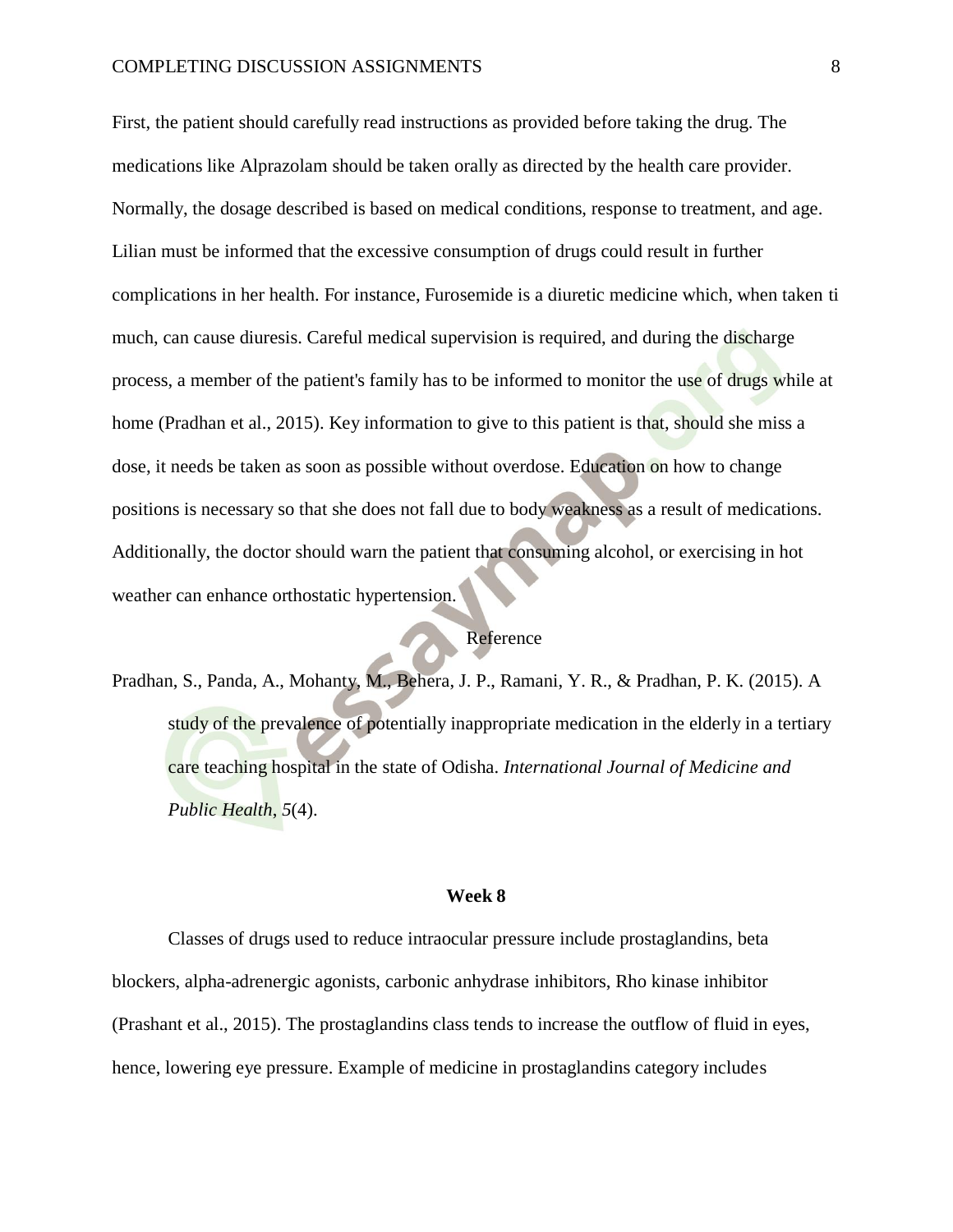First, the patient should carefully read instructions as provided before taking the drug. The medications like Alprazolam should be taken orally as directed by the health care provider. Normally, the dosage described is based on medical conditions, response to treatment, and age. Lilian must be informed that the excessive consumption of drugs could result in further complications in her health. For instance, Furosemide is a diuretic medicine which, when taken ti much, can cause diuresis. Careful medical supervision is required, and during the discharge process, a member of the patient's family has to be informed to monitor the use of drugs while at home (Pradhan et al., 2015). Key information to give to this patient is that, should she miss a dose, it needs be taken as soon as possible without overdose. Education on how to change positions is necessary so that she does not fall due to body weakness as a result of medications. Additionally, the doctor should warn the patient that consuming alcohol, or exercising in hot weather can enhance orthostatic hypertension.

Reference

Pradhan, S., Panda, A., Mohanty, M., Behera, J. P., Ramani, Y. R., & Pradhan, P. K. (2015). A study of the prevalence of potentially inappropriate medication in the elderly in a tertiary care teaching hospital in the state of Odisha. *International Journal of Medicine and Public Health*, *5*(4).

**Week 8**

Classes of drugs used to reduce intraocular pressure include prostaglandins, beta blockers, alpha-adrenergic agonists, carbonic anhydrase inhibitors, Rho kinase inhibitor (Prashant et al., 2015). The prostaglandins class tends to increase the outflow of fluid in eyes, hence, lowering eye pressure. Example of medicine in prostaglandins category includes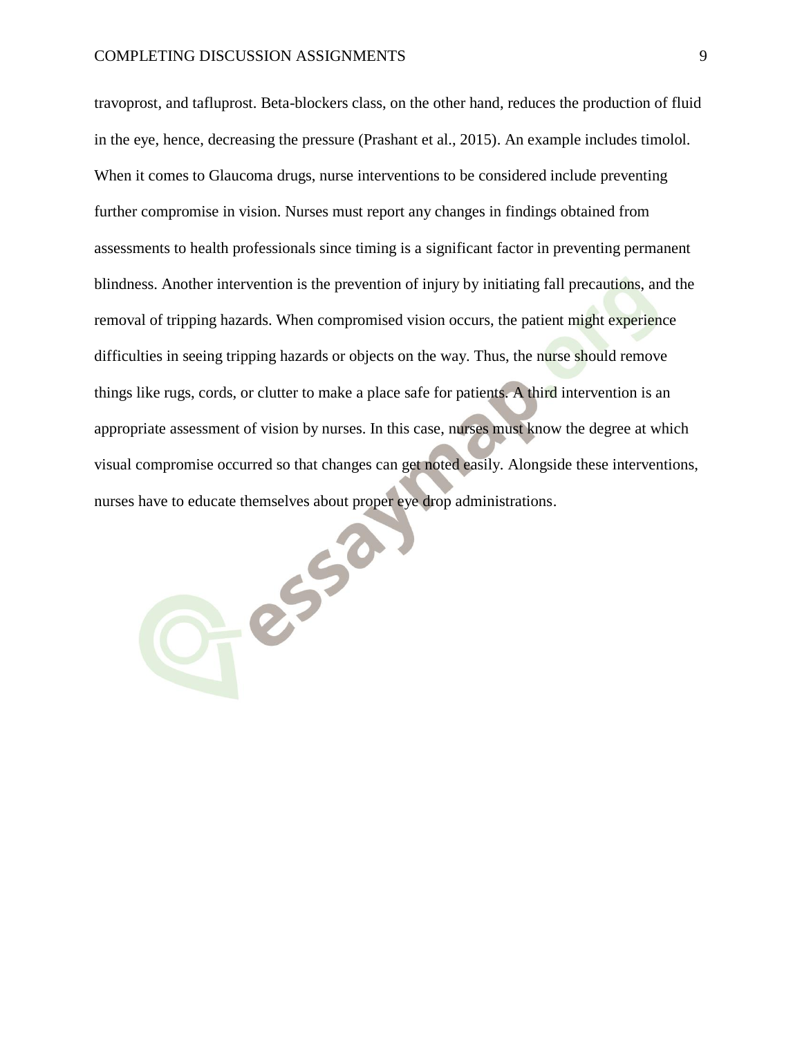travoprost, and tafluprost. Beta-blockers class, on the other hand, reduces the production of fluid in the eye, hence, decreasing the pressure (Prashant et al., 2015). An example includes timolol. When it comes to Glaucoma drugs, nurse interventions to be considered include preventing further compromise in vision. Nurses must report any changes in findings obtained from assessments to health professionals since timing is a significant factor in preventing permanent blindness. Another intervention is the prevention of injury by initiating fall precautions, and the removal of tripping hazards. When compromised vision occurs, the patient might experience difficulties in seeing tripping hazards or objects on the way. Thus, the nurse should remove things like rugs, cords, or clutter to make a place safe for patients. A third intervention is an appropriate assessment of vision by nurses. In this case, nurses must know the degree at which visual compromise occurred so that changes can get noted easily. Alongside these interventions, nurses have to educate themselves about proper eye drop administrations.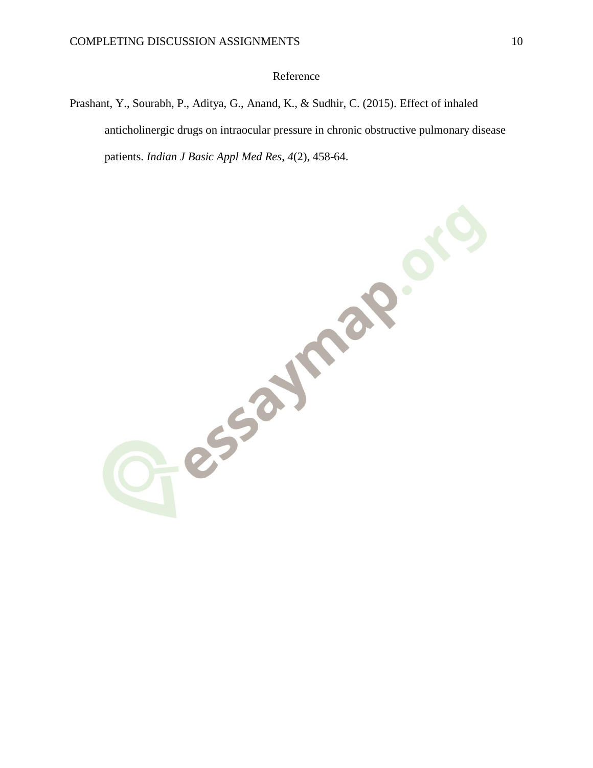# Reference

Prashant, Y., Sourabh, P., Aditya, G., Anand, K., & Sudhir, C. (2015). Effect of inhaled anticholinergic drugs on intraocular pressure in chronic obstructive pulmonary disease patients. *Indian J Basic Appl Med Res*, *4*(2), 458-64.